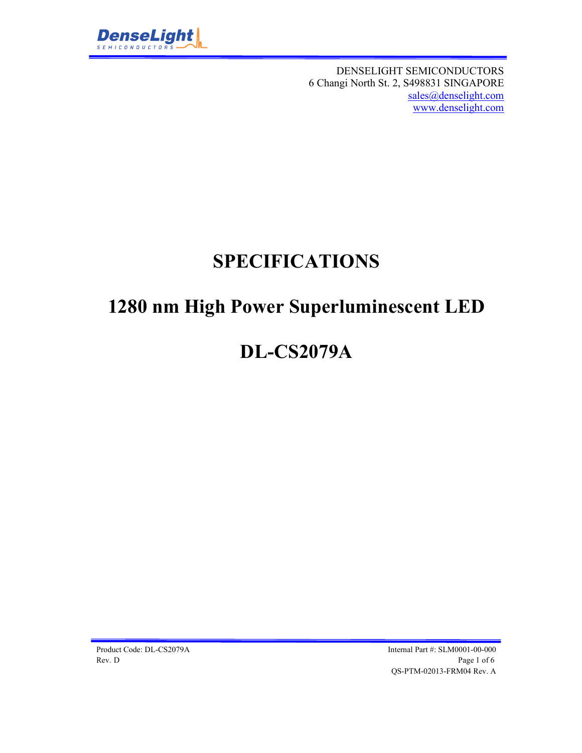DENSELIGHT SEMICONDUCTORS
6 Changi North St. 2, S498831 SINGAPORE
sales@denselight.com
www.denselight.com

# SPECIFICATIONS

# 1280 nm High Power Superluminescent LED

# DL-CS2079A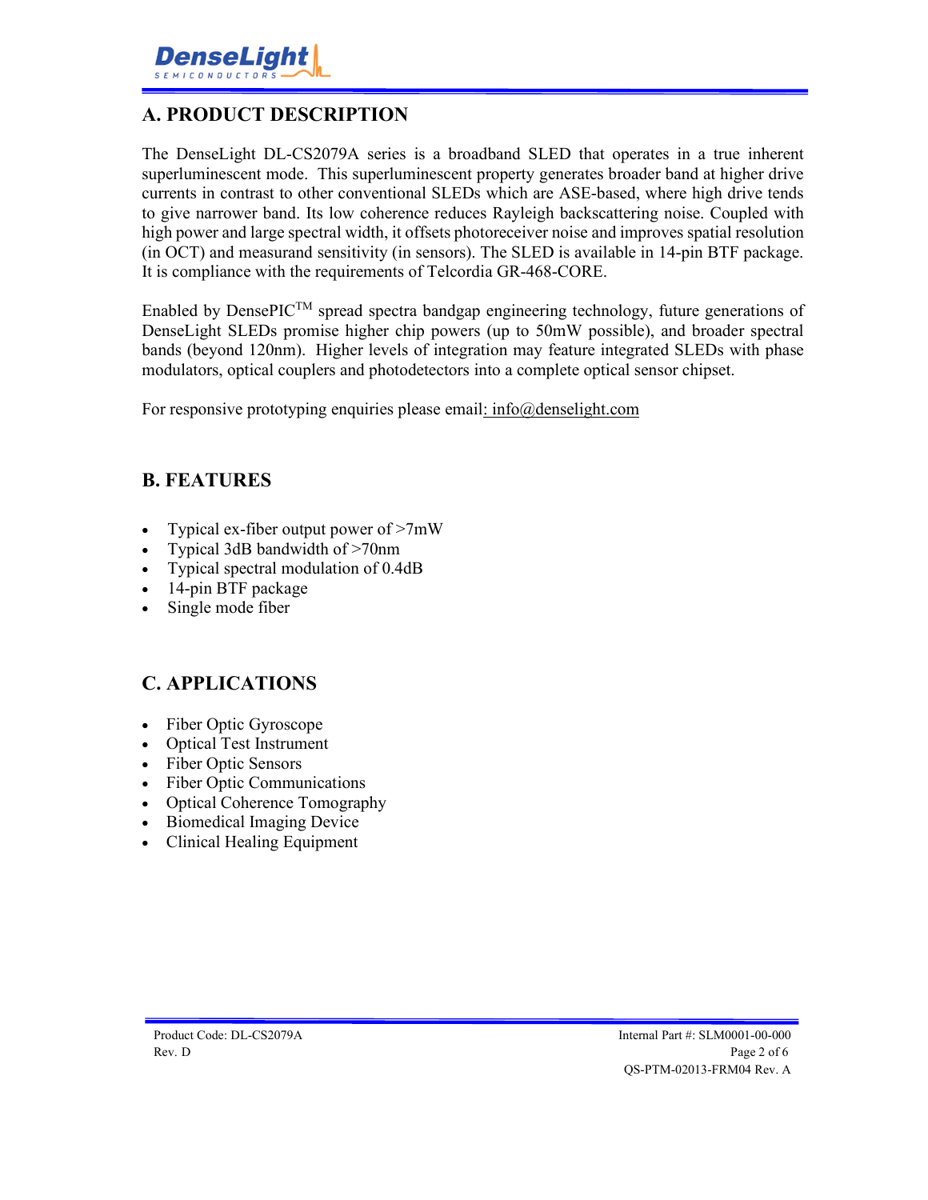## A. PRODUCT DESCRIPTION

The DenseLight DL-CS2079A series is a broadband SLED that operates in a true inherent superluminescent mode. This superluminescent property generates broader band at higher drive currents in contrast to other conventional SLEDs which are ASE-based, where high drive tends to give narrower band. Its low coherence reduces Rayleigh backscattering noise. Coupled with high power and large spectral width, it offsets photoreceiver noise and improves spatial resolution (in OCT) and measurand sensitivity (in sensors). The SLED is available in 14-pin BTF package. It is compliance with the requirements of Telcordia GR-468-CORE.

Enabled by DensePIC™ spread spectra bandgap engineering technology, future generations of DenseLight SLEDs promise higher chip powers (up to 50mW possible), and broader spectral bands (beyond 120nm). Higher levels of integration may feature integrated SLEDs with phase modulators, optical couplers and photodetectors into a complete optical sensor chipset.

For responsive prototyping enquiries please email: info@denselight.com

## B. FEATURES

- Typical ex-fiber output power of >7mW
- Typical 3dB bandwidth of >70nm
- Typical spectral modulation of 0.4dB
- 14-pin BTF package
- Single mode fiber

## C. APPLICATIONS

- Fiber Optic Gyroscope
- Optical Test Instrument
- Fiber Optic Sensors
- Fiber Optic Communications
- Optical Coherence Tomography
- Biomedical Imaging Device
- Clinical Healing Equipment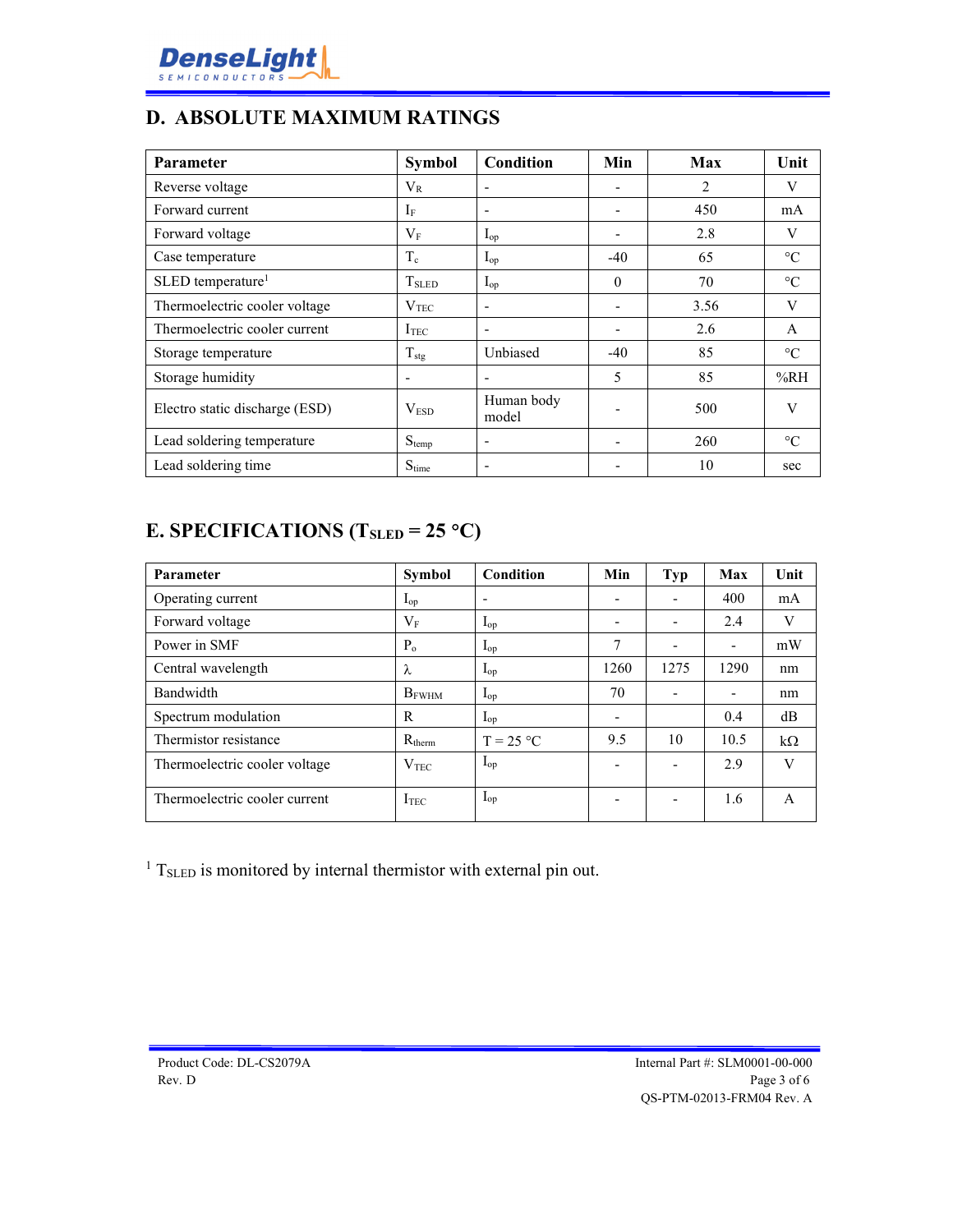## D. ABSOLUTE MAXIMUM RATINGS

| Parameter | Symbol | Condition | Min | Max | Unit |
|---|---|---|---|---|---|
| Reverse voltage | $V_R$ | - | - | 2 | V |
| Forward current | $I_F$ | - | - | 450 | mA |
| Forward voltage | $V_F$ | $I_{op}$ | - | 2.8 | V |
| Case temperature | $T_c$ | $I_{op}$ | -40 | 65 | °C |
| SLED temperature[1] | $T_{SLED}$ | $I_{op}$ | 0 | 70 | °C |
| Thermoelectric cooler voltage | $V_{TEC}$ | - | - | 3.56 | V |
| Thermoelectric cooler current | $I_{TEC}$ | - | - | 2.6 | A |
| Storage temperature | $T_{stg}$ | Unbiased | -40 | 85 | °C |
| Storage humidity | - | - | 5 | 85 | %RH |
| Electro static discharge (ESD) | $V_{ESD}$ | Human body model | - | 500 | V |
| Lead soldering temperature | $S_{temp}$ | - | - | 260 | °C |
| Lead soldering time | $S_{time}$ | - | - | 10 | sec |

## E. SPECIFICATIONS ($T_{SLED}$ = 25 °C)

| Parameter | Symbol | Condition | Min | Typ | Max | Unit |
|---|---|---|---|---|---|---|
| Operating current | $I_{op}$ | - | - | - | 400 | mA |
| Forward voltage | $V_F$ | $I_{op}$ | - | - | 2.4 | V |
| Power in SMF | $P_o$ | $I_{op}$ | 7 | - | - | mW |
| Central wavelength | $\lambda$ | $I_{op}$ | 1260 | 1275 | 1290 | nm |
| Bandwidth | $B_{FWHM}$ | $I_{op}$ | 70 | - | - | nm |
| Spectrum modulation | R | $I_{op}$ | - | | 0.4 | dB |
| Thermistor resistance | $R_{therm}$ | T = 25 °C | 9.5 | 10 | 10.5 | kΩ |
| Thermoelectric cooler voltage | $V_{TEC}$ | $I_{op}$ | - | - | 2.9 | V |
| Thermoelectric cooler current | $I_{TEC}$ | $I_{op}$ | - | - | 1.6 | A |

[1] $T_{SLED}$ is monitored by internal thermistor with external pin out.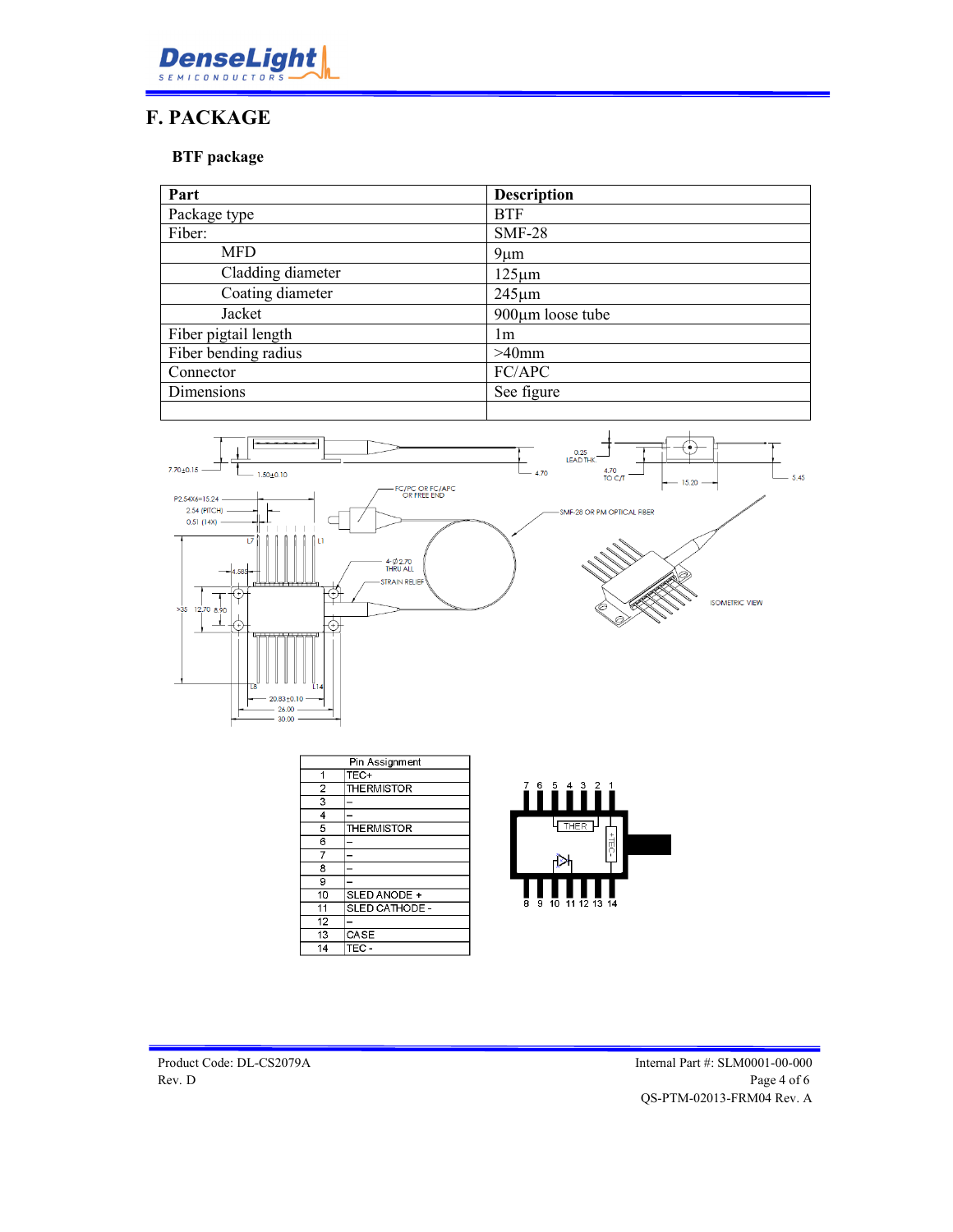# F. PACKAGE

### BTF package

| Part | Description |
|---|---|
| Package type | BTF |
| Fiber: | SMF-28 |
| MFD | 9µm |
| Cladding diameter | 125µm |
| Coating diameter | 245µm |
| Jacket | 900µm loose tube |
| Fiber pigtail length | 1m |
| Fiber bending radius | >40mm |
| Connector | FC/APC |
| Dimensions | See figure |
| | |

| Pin Assignment | |
|---|---|
| 1 | TEC+ |
| 2 | THERMISTOR |
| 3 | – |
| 4 | – |
| 5 | THERMISTOR |
| 6 | – |
| 7 | – |
| 8 | – |
| 9 | – |
| 10 | SLED ANODE + |
| 11 | SLED CATHODE - |
| 12 | – |
| 13 | CASE |
| 14 | TEC - |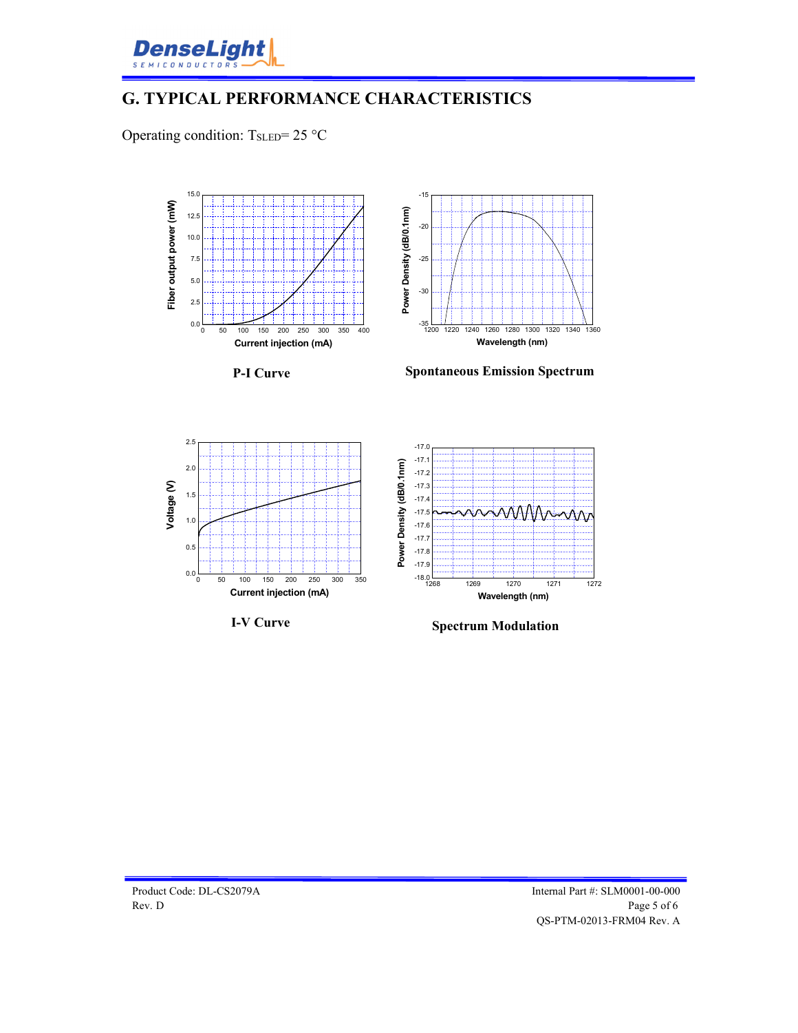## G. TYPICAL PERFORMANCE CHARACTERISTICS

Operating condition: $T_{SLED}$= 25 °C

P-I Curve

Spontaneous Emission Spectrum

I-V Curve

Spectrum Modulation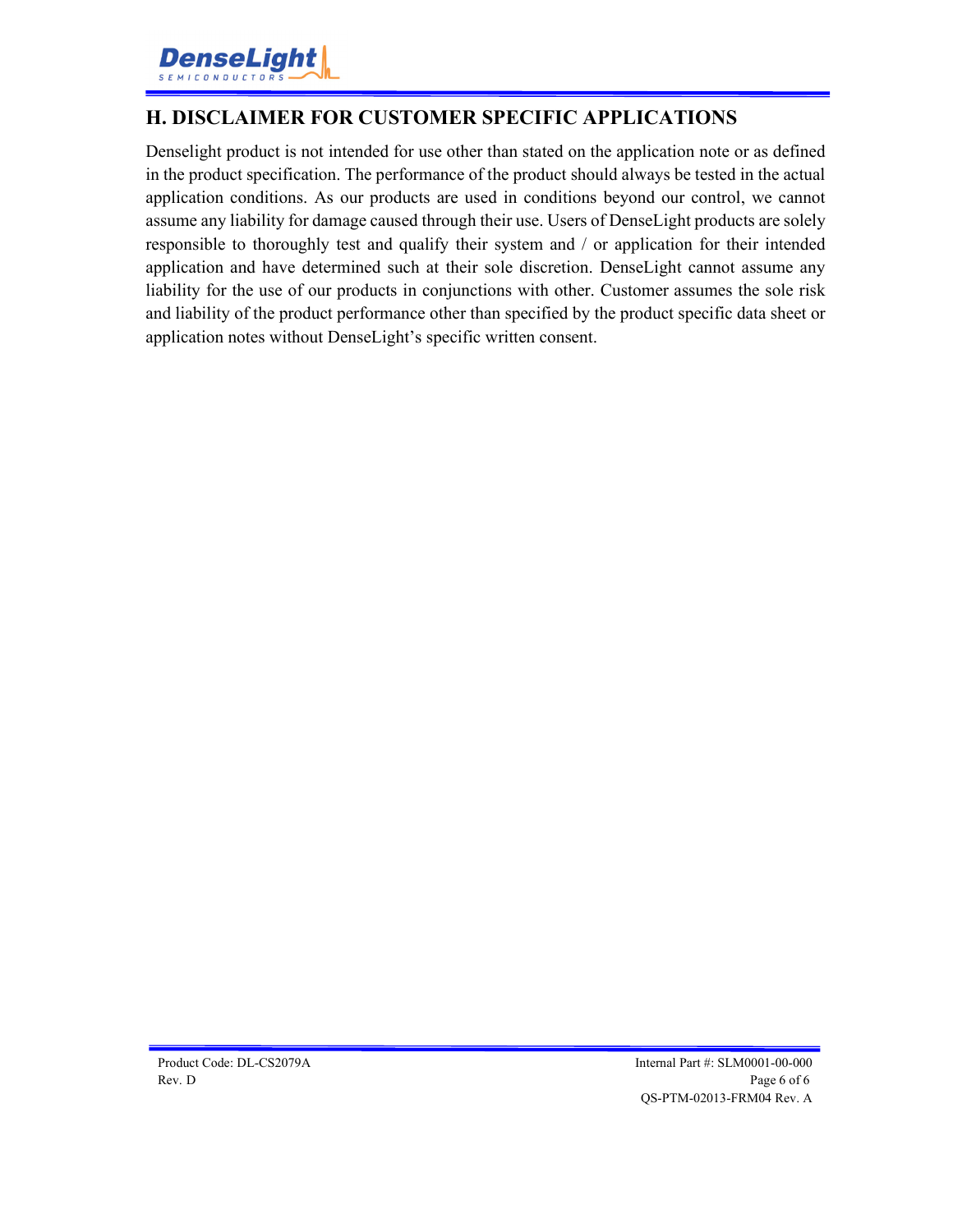## H. DISCLAIMER FOR CUSTOMER SPECIFIC APPLICATIONS

Denselight product is not intended for use other than stated on the application note or as defined in the product specification. The performance of the product should always be tested in the actual application conditions. As our products are used in conditions beyond our control, we cannot assume any liability for damage caused through their use. Users of DenseLight products are solely responsible to thoroughly test and qualify their system and / or application for their intended application and have determined such at their sole discretion. DenseLight cannot assume any liability for the use of our products in conjunctions with other. Customer assumes the sole risk and liability of the product performance other than specified by the product specific data sheet or application notes without DenseLight's specific written consent.